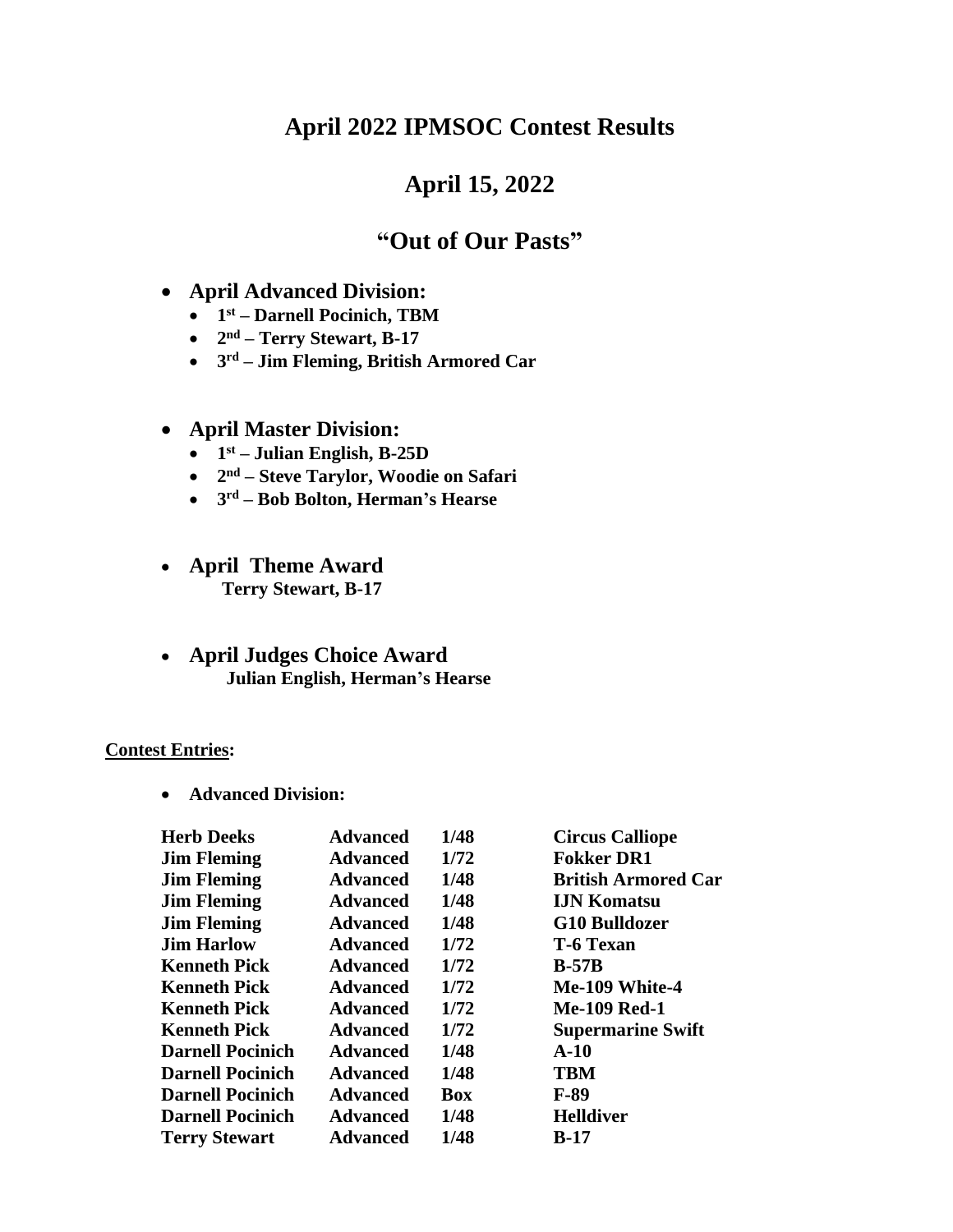# April 2022 IPMSOC Contest Results

## April 15, 2022

## "Out of Our Pasts"

- **April Advanced Division:**
  - **1st – Darnell Pocinich, TBM**
  - **2nd – Terry Stewart, B-17**
  - **3rd – Jim Fleming, British Armored Car**

- **April Master Division:**
  - **1st – Julian English, B-25D**
  - **2nd – Steve Tarylor, Woodie on Safari**
  - **3rd – Bob Bolton, Herman's Hearse**

- **April Theme Award**
  **Terry Stewart, B-17**

- **April Judges Choice Award**
  **Julian English, Herman's Hearse**

**<u>Contest Entries</u>:**

- **Advanced Division:**

| | | | |
|---|---|---|---|
| **Herb Deeks** | **Advanced** | **1/48** | **Circus Calliope** |
| **Jim Fleming** | **Advanced** | **1/72** | **Fokker DR1** |
| **Jim Fleming** | **Advanced** | **1/48** | **British Armored Car** |
| **Jim Fleming** | **Advanced** | **1/48** | **IJN Komatsu** |
| **Jim Fleming** | **Advanced** | **1/48** | **G10 Bulldozer** |
| **Jim Harlow** | **Advanced** | **1/72** | **T-6 Texan** |
| **Kenneth Pick** | **Advanced** | **1/72** | **B-57B** |
| **Kenneth Pick** | **Advanced** | **1/72** | **Me-109 White-4** |
| **Kenneth Pick** | **Advanced** | **1/72** | **Me-109 Red-1** |
| **Kenneth Pick** | **Advanced** | **1/72** | **Supermarine Swift** |
| **Darnell Pocinich** | **Advanced** | **1/48** | **A-10** |
| **Darnell Pocinich** | **Advanced** | **1/48** | **TBM** |
| **Darnell Pocinich** | **Advanced** | **Box** | **F-89** |
| **Darnell Pocinich** | **Advanced** | **1/48** | **Helldiver** |
| **Terry Stewart** | **Advanced** | **1/48** | **B-17** |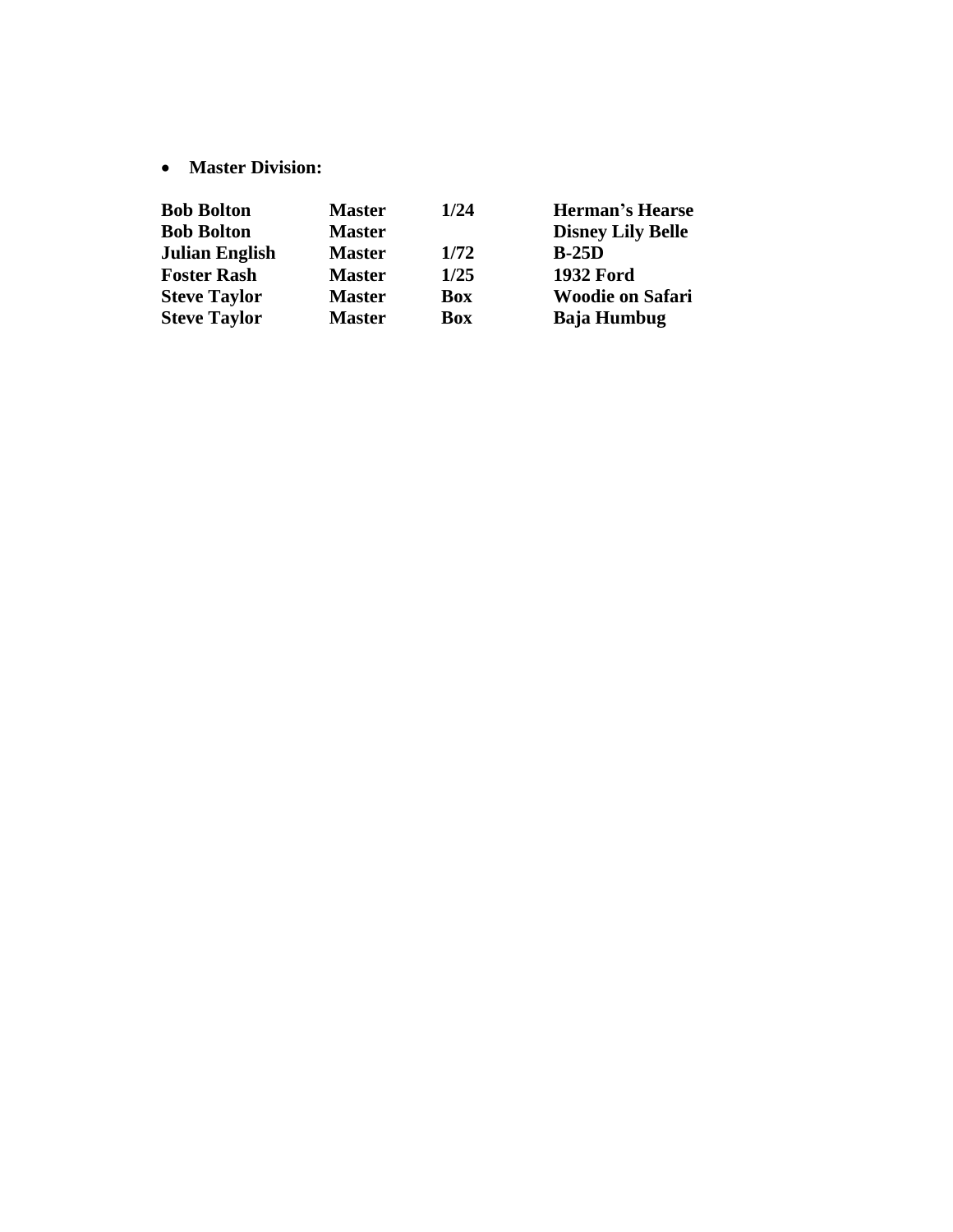- **Master Division:**

| | | | |
|---|---|---|---|
| **Bob Bolton** | **Master** | **1/24** | **Herman's Hearse** |
| **Bob Bolton** | **Master** | | **Disney Lily Belle** |
| **Julian English** | **Master** | **1/72** | **B-25D** |
| **Foster Rash** | **Master** | **1/25** | **1932 Ford** |
| **Steve Taylor** | **Master** | **Box** | **Woodie on Safari** |
| **Steve Taylor** | **Master** | **Box** | **Baja Humbug** |